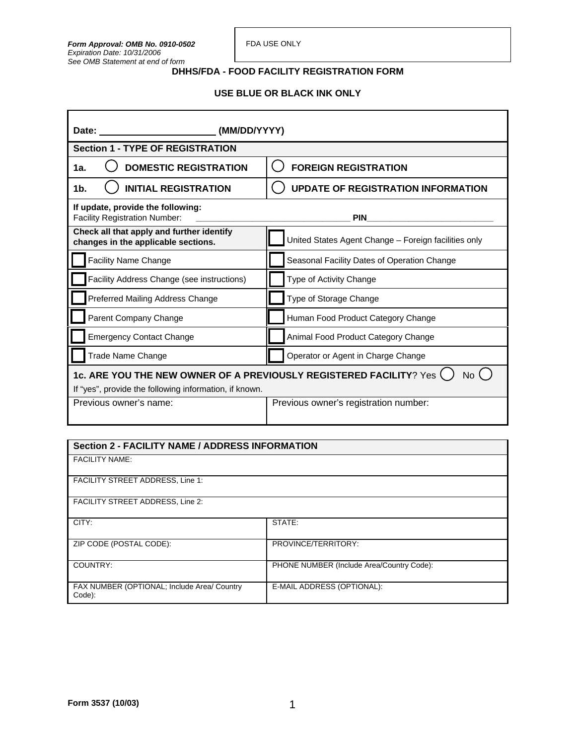*Form Approval: OMB No. 0910-0502*
*Expiration Date: 10/31/2006*
*See OMB Statement at end of form*

FDA USE ONLY

## DHHS/FDA - FOOD FACILITY REGISTRATION FORM

**USE BLUE OR BLACK INK ONLY**

**Date: ______________________ (MM/DD/YYYY)**

| **Section 1 - TYPE OF REGISTRATION** | |
|---|---|
| **1a.** ◯ **DOMESTIC REGISTRATION** | ◯ **FOREIGN REGISTRATION** |
| **1b.** ◯ **INITIAL REGISTRATION** | ◯ **UPDATE OF REGISTRATION INFORMATION** |
| **If update, provide the following:** Facility Registration Number: ________________________________ **PIN**___________________________ | |
| **Check all that apply and further identify changes in the applicable sections.** | ☐ United States Agent Change – Foreign facilities only |
| ☐ Facility Name Change | ☐ Seasonal Facility Dates of Operation Change |
| ☐ Facility Address Change (see instructions) | ☐ Type of Activity Change |
| ☐ Preferred Mailing Address Change | ☐ Type of Storage Change |
| ☐ Parent Company Change | ☐ Human Food Product Category Change |
| ☐ Emergency Contact Change | ☐ Animal Food Product Category Change |
| ☐ Trade Name Change | ☐ Operator or Agent in Charge Change |
| **1c. ARE YOU THE NEW OWNER OF A PREVIOUSLY REGISTERED FACILITY**? Yes ◯ No ◯ If "yes", provide the following information, if known. | |
| Previous owner's name: | Previous owner's registration number: |

| **Section 2 - FACILITY NAME / ADDRESS INFORMATION** | |
|---|---|
| FACILITY NAME: | |
| FACILITY STREET ADDRESS, Line 1: | |
| FACILITY STREET ADDRESS, Line 2: | |
| CITY: | STATE: |
| ZIP CODE (POSTAL CODE): | PROVINCE/TERRITORY: |
| COUNTRY: | PHONE NUMBER (Include Area/Country Code): |
| FAX NUMBER (OPTIONAL; Include Area/ Country Code): | E-MAIL ADDRESS (OPTIONAL): |

**Form 3537 (10/03)**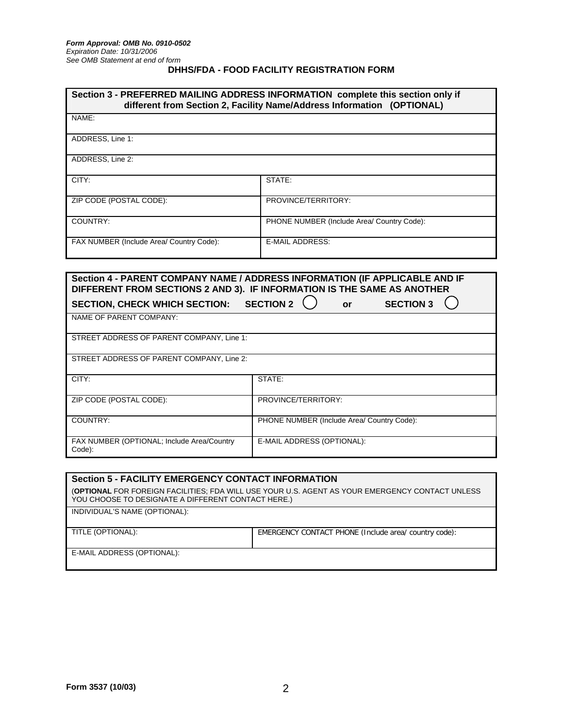*Form Approval: OMB No. 0910-0502*
*Expiration Date: 10/31/2006*
*See OMB Statement at end of form*

**DHHS/FDA - FOOD FACILITY REGISTRATION FORM**

| **Section 3 - PREFERRED MAILING ADDRESS INFORMATION complete this section only if different from Section 2, Facility Name/Address Information (OPTIONAL)** | |
|---|---|
| NAME: | |
| ADDRESS, Line 1: | |
| ADDRESS, Line 2: | |
| CITY: | STATE: |
| ZIP CODE (POSTAL CODE): | PROVINCE/TERRITORY: |
| COUNTRY: | PHONE NUMBER (Include Area/ Country Code): |
| FAX NUMBER (Include Area/ Country Code): | E-MAIL ADDRESS: |

| **Section 4 - PARENT COMPANY NAME / ADDRESS INFORMATION (IF APPLICABLE AND IF DIFFERENT FROM SECTIONS 2 AND 3). IF INFORMATION IS THE SAME AS ANOTHER SECTION, CHECK WHICH SECTION: SECTION 2 ◯ or SECTION 3 ◯** | |
|---|---|
| NAME OF PARENT COMPANY: | |
| STREET ADDRESS OF PARENT COMPANY, Line 1: | |
| STREET ADDRESS OF PARENT COMPANY, Line 2: | |
| CITY: | STATE: |
| ZIP CODE (POSTAL CODE): | PROVINCE/TERRITORY: |
| COUNTRY: | PHONE NUMBER (Include Area/ Country Code): |
| FAX NUMBER (OPTIONAL; Include Area/Country Code): | E-MAIL ADDRESS (OPTIONAL): |

| **Section 5 - FACILITY EMERGENCY CONTACT INFORMATION** (**OPTIONAL** FOR FOREIGN FACILITIES; FDA WILL USE YOUR U.S. AGENT AS YOUR EMERGENCY CONTACT UNLESS YOU CHOOSE TO DESIGNATE A DIFFERENT CONTACT HERE.) | |
|---|---|
| INDIVIDUAL'S NAME (OPTIONAL): | |
| TITLE (OPTIONAL): | EMERGENCY CONTACT PHONE (Include area/ country code): |
| E-MAIL ADDRESS (OPTIONAL): | |

**Form 3537 (10/03)**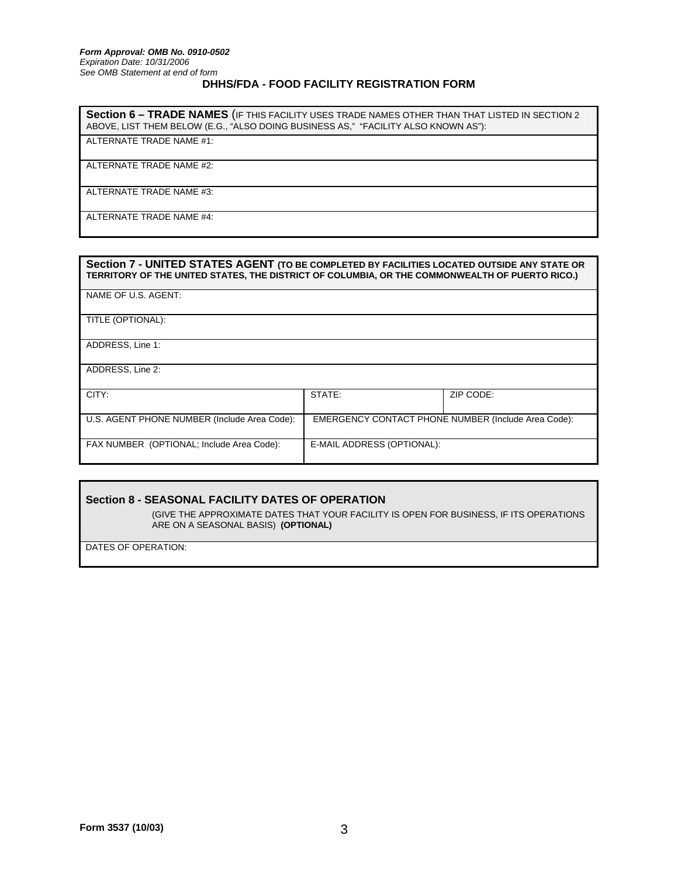*Form Approval: OMB No. 0910-0502*
*Expiration Date: 10/31/2006*
*See OMB Statement at end of form*

## DHHS/FDA - FOOD FACILITY REGISTRATION FORM

| **Section 6 – TRADE NAMES** (IF THIS FACILITY USES TRADE NAMES OTHER THAN THAT LISTED IN SECTION 2 ABOVE, LIST THEM BELOW (E.G., "ALSO DOING BUSINESS AS," "FACILITY ALSO KNOWN AS"): |
| --- |
| ALTERNATE TRADE NAME #1: |
| ALTERNATE TRADE NAME #2: |
| ALTERNATE TRADE NAME #3: |
| ALTERNATE TRADE NAME #4: |

| **Section 7 - UNITED STATES AGENT (TO BE COMPLETED BY FACILITIES LOCATED OUTSIDE ANY STATE OR TERRITORY OF THE UNITED STATES, THE DISTRICT OF COLUMBIA, OR THE COMMONWEALTH OF PUERTO RICO.)** | | |
| --- | --- | --- |
| NAME OF U.S. AGENT: | | |
| TITLE (OPTIONAL): | | |
| ADDRESS, Line 1: | | |
| ADDRESS, Line 2: | | |
| CITY: | STATE: | ZIP CODE: |
| U.S. AGENT PHONE NUMBER (Include Area Code): | EMERGENCY CONTACT PHONE NUMBER (Include Area Code): | |
| FAX NUMBER (OPTIONAL; Include Area Code): | E-MAIL ADDRESS (OPTIONAL): | |

| **Section 8 - SEASONAL FACILITY DATES OF OPERATION** (GIVE THE APPROXIMATE DATES THAT YOUR FACILITY IS OPEN FOR BUSINESS, IF ITS OPERATIONS ARE ON A SEASONAL BASIS) **(OPTIONAL)** |
| --- |
| DATES OF OPERATION: |

**Form 3537 (10/03)**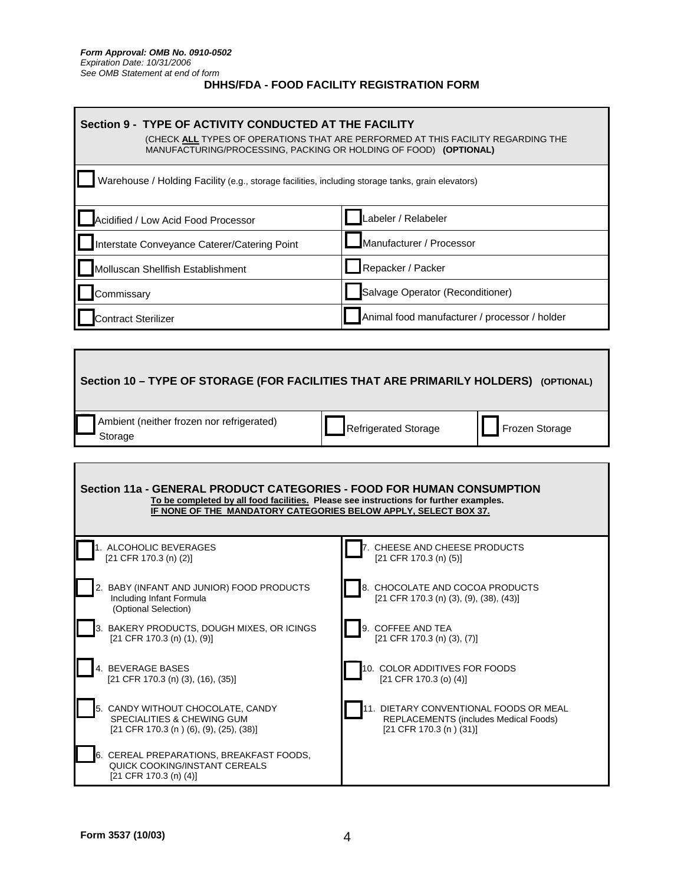*Form Approval: OMB No. 0910-0502*
*Expiration Date: 10/31/2006*
*See OMB Statement at end of form*

**DHHS/FDA - FOOD FACILITY REGISTRATION FORM**

## Section 9 - TYPE OF ACTIVITY CONDUCTED AT THE FACILITY

(CHECK **ALL** TYPES OF OPERATIONS THAT ARE PERFORMED AT THIS FACILITY REGARDING THE MANUFACTURING/PROCESSING, PACKING OR HOLDING OF FOOD) **(OPTIONAL)**

☐ Warehouse / Holding Facility (e.g., storage facilities, including storage tanks, grain elevators)

| | |
|---|---|
| ☐ Acidified / Low Acid Food Processor | ☐ Labeler / Relabeler |
| ☐ Interstate Conveyance Caterer/Catering Point | ☐ Manufacturer / Processor |
| ☐ Molluscan Shellfish Establishment | ☐ Repacker / Packer |
| ☐ Commissary | ☐ Salvage Operator (Reconditioner) |
| ☐ Contract Sterilizer | ☐ Animal food manufacturer / processor / holder |

## Section 10 – TYPE OF STORAGE (FOR FACILITIES THAT ARE PRIMARILY HOLDERS) (OPTIONAL)

| | | |
|---|---|---|
| ☐ Ambient (neither frozen nor refrigerated) Storage | ☐ Refrigerated Storage | ☐ Frozen Storage |

## Section 11a - GENERAL PRODUCT CATEGORIES - FOOD FOR HUMAN CONSUMPTION

**To be completed by all food facilities. Please see instructions for further examples.**
**IF NONE OF THE MANDATORY CATEGORIES BELOW APPLY, SELECT BOX 37.**

| | |
|---|---|
| ☐ 1. ALCOHOLIC BEVERAGES [21 CFR 170.3 (n) (2)] | ☐ 7. CHEESE AND CHEESE PRODUCTS [21 CFR 170.3 (n) (5)] |
| ☐ 2. BABY (INFANT AND JUNIOR) FOOD PRODUCTS Including Infant Formula (Optional Selection) | ☐ 8. CHOCOLATE AND COCOA PRODUCTS [21 CFR 170.3 (n) (3), (9), (38), (43)] |
| ☐ 3. BAKERY PRODUCTS, DOUGH MIXES, OR ICINGS [21 CFR 170.3 (n) (1), (9)] | ☐ 9. COFFEE AND TEA [21 CFR 170.3 (n) (3), (7)] |
| ☐ 4. BEVERAGE BASES [21 CFR 170.3 (n) (3), (16), (35)] | ☐ 10. COLOR ADDITIVES FOR FOODS [21 CFR 170.3 (o) (4)] |
| ☐ 5. CANDY WITHOUT CHOCOLATE, CANDY SPECIALITIES & CHEWING GUM [21 CFR 170.3 (n ) (6), (9), (25), (38)] | ☐ 11. DIETARY CONVENTIONAL FOODS OR MEAL REPLACEMENTS (includes Medical Foods) [21 CFR 170.3 (n ) (31)] |
| ☐ 6. CEREAL PREPARATIONS, BREAKFAST FOODS, QUICK COOKING/INSTANT CEREALS [21 CFR 170.3 (n) (4)] | |

Form 3537 (10/03)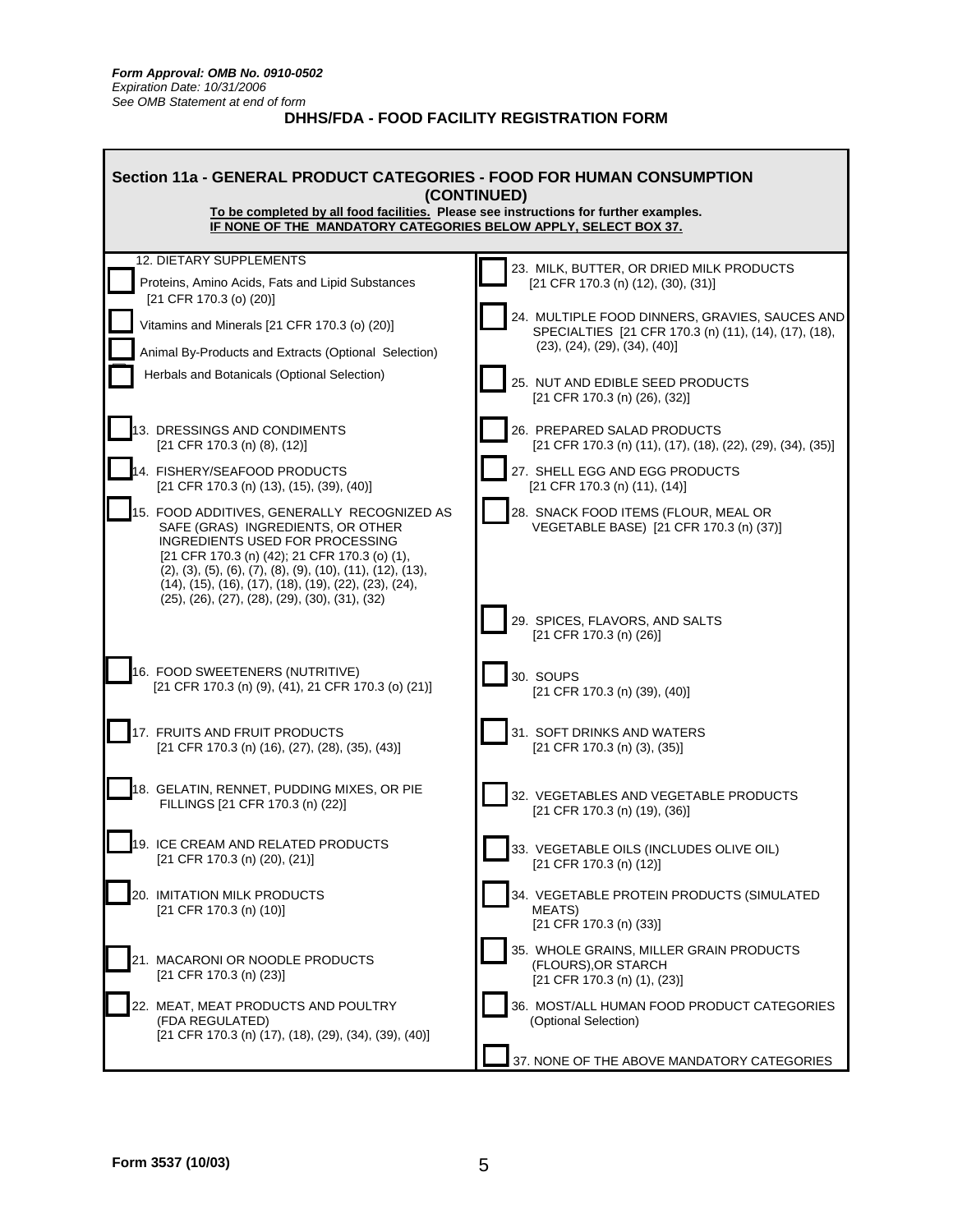*Form Approval: OMB No. 0910-0502*
*Expiration Date: 10/31/2006*
*See OMB Statement at end of form*

**DHHS/FDA - FOOD FACILITY REGISTRATION FORM**

## Section 11a - GENERAL PRODUCT CATEGORIES - FOOD FOR HUMAN CONSUMPTION (CONTINUED)

**To be completed by all food facilities. Please see instructions for further examples.**
**IF NONE OF THE MANDATORY CATEGORIES BELOW APPLY, SELECT BOX 37.**

12. DIETARY SUPPLEMENTS
    - ☐ Proteins, Amino Acids, Fats and Lipid Substances [21 CFR 170.3 (o) (20)]
    - ☐ Vitamins and Minerals [21 CFR 170.3 (o) (20)]
    - ☐ Animal By-Products and Extracts (Optional Selection)
    - ☐ Herbals and Botanicals (Optional Selection)

☐ 13. DRESSINGS AND CONDIMENTS [21 CFR 170.3 (n) (8), (12)]

☐ 14. FISHERY/SEAFOOD PRODUCTS [21 CFR 170.3 (n) (13), (15), (39), (40)]

☐ 15. FOOD ADDITIVES, GENERALLY RECOGNIZED AS SAFE (GRAS) INGREDIENTS, OR OTHER INGREDIENTS USED FOR PROCESSING [21 CFR 170.3 (n) (42); 21 CFR 170.3 (o) (1), (2), (3), (5), (6), (7), (8), (9), (10), (11), (12), (13), (14), (15), (16), (17), (18), (19), (22), (23), (24), (25), (26), (27), (28), (29), (30), (31), (32)

☐ 16. FOOD SWEETENERS (NUTRITIVE) [21 CFR 170.3 (n) (9), (41), 21 CFR 170.3 (o) (21)]

☐ 17. FRUITS AND FRUIT PRODUCTS [21 CFR 170.3 (n) (16), (27), (28), (35), (43)]

☐ 18. GELATIN, RENNET, PUDDING MIXES, OR PIE FILLINGS [21 CFR 170.3 (n) (22)]

☐ 19. ICE CREAM AND RELATED PRODUCTS [21 CFR 170.3 (n) (20), (21)]

☐ 20. IMITATION MILK PRODUCTS [21 CFR 170.3 (n) (10)]

☐ 21. MACARONI OR NOODLE PRODUCTS [21 CFR 170.3 (n) (23)]

☐ 22. MEAT, MEAT PRODUCTS AND POULTRY (FDA REGULATED) [21 CFR 170.3 (n) (17), (18), (29), (34), (39), (40)]

☐ 23. MILK, BUTTER, OR DRIED MILK PRODUCTS [21 CFR 170.3 (n) (12), (30), (31)]

☐ 24. MULTIPLE FOOD DINNERS, GRAVIES, SAUCES AND SPECIALTIES [21 CFR 170.3 (n) (11), (14), (17), (18), (23), (24), (29), (34), (40)]

☐ 25. NUT AND EDIBLE SEED PRODUCTS [21 CFR 170.3 (n) (26), (32)]

☐ 26. PREPARED SALAD PRODUCTS [21 CFR 170.3 (n) (11), (17), (18), (22), (29), (34), (35)]

☐ 27. SHELL EGG AND EGG PRODUCTS [21 CFR 170.3 (n) (11), (14)]

☐ 28. SNACK FOOD ITEMS (FLOUR, MEAL OR VEGETABLE BASE) [21 CFR 170.3 (n) (37)]

☐ 29. SPICES, FLAVORS, AND SALTS [21 CFR 170.3 (n) (26)]

☐ 30. SOUPS [21 CFR 170.3 (n) (39), (40)]

☐ 31. SOFT DRINKS AND WATERS [21 CFR 170.3 (n) (3), (35)]

☐ 32. VEGETABLES AND VEGETABLE PRODUCTS [21 CFR 170.3 (n) (19), (36)]

☐ 33. VEGETABLE OILS (INCLUDES OLIVE OIL) [21 CFR 170.3 (n) (12)]

☐ 34. VEGETABLE PROTEIN PRODUCTS (SIMULATED MEATS) [21 CFR 170.3 (n) (33)]

☐ 35. WHOLE GRAINS, MILLER GRAIN PRODUCTS (FLOURS),OR STARCH [21 CFR 170.3 (n) (1), (23)]

☐ 36. MOST/ALL HUMAN FOOD PRODUCT CATEGORIES (Optional Selection)

☐ 37. NONE OF THE ABOVE MANDATORY CATEGORIES

**Form 3537 (10/03)**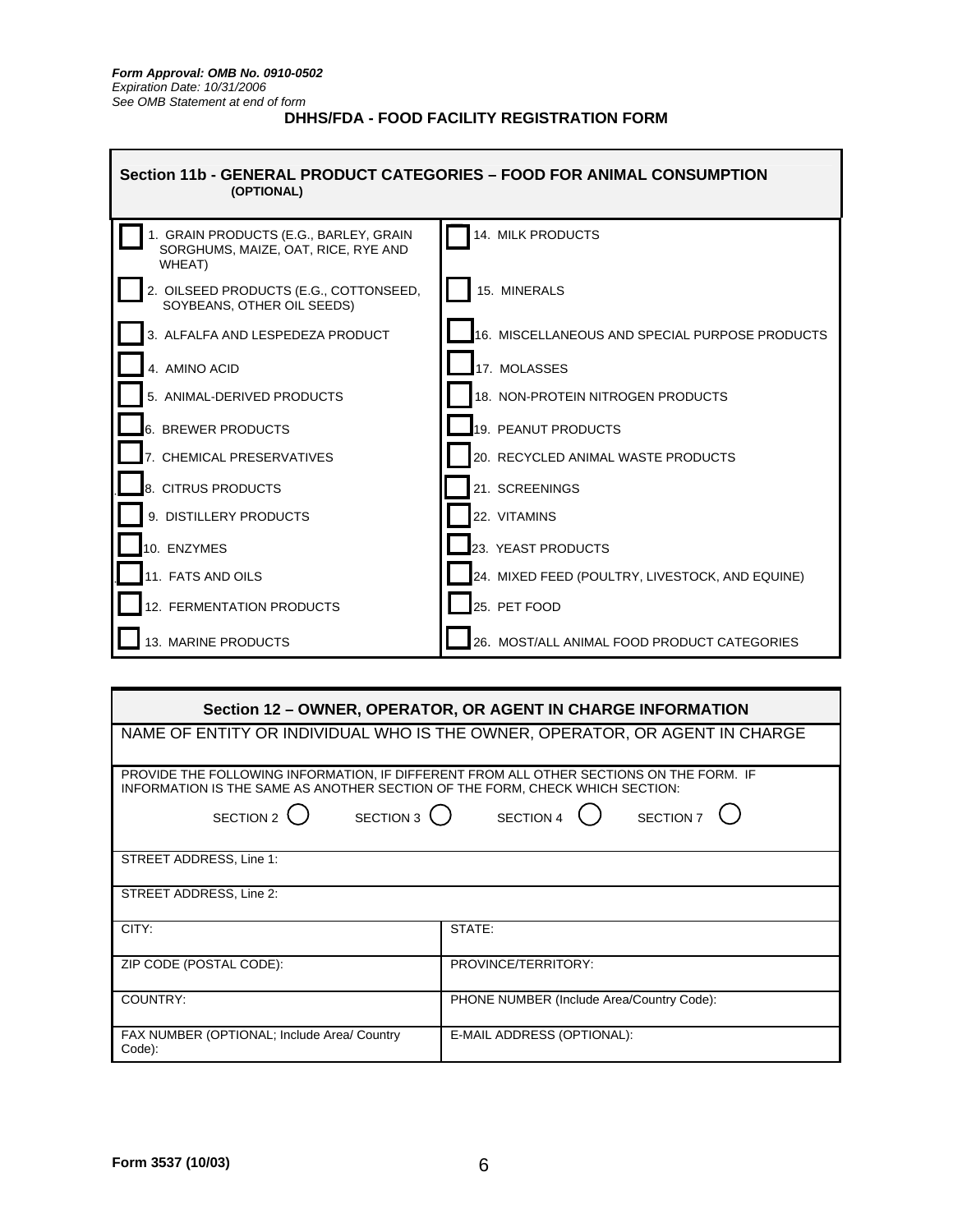*Form Approval: OMB No. 0910-0502*
*Expiration Date: 10/31/2006*
*See OMB Statement at end of form*

## DHHS/FDA - FOOD FACILITY REGISTRATION FORM

### Section 11b - GENERAL PRODUCT CATEGORIES – FOOD FOR ANIMAL CONSUMPTION (OPTIONAL)

| | |
|---|---|
| ☐ 1. GRAIN PRODUCTS (E.G., BARLEY, GRAIN SORGHUMS, MAIZE, OAT, RICE, RYE AND WHEAT) | ☐ 14. MILK PRODUCTS |
| ☐ 2. OILSEED PRODUCTS (E.G., COTTONSEED, SOYBEANS, OTHER OIL SEEDS) | ☐ 15. MINERALS |
| ☐ 3. ALFALFA AND LESPEDEZA PRODUCT | ☐ 16. MISCELLANEOUS AND SPECIAL PURPOSE PRODUCTS |
| ☐ 4. AMINO ACID | ☐ 17. MOLASSES |
| ☐ 5. ANIMAL-DERIVED PRODUCTS | ☐ 18. NON-PROTEIN NITROGEN PRODUCTS |
| ☐ 6. BREWER PRODUCTS | ☐ 19. PEANUT PRODUCTS |
| ☐ 7. CHEMICAL PRESERVATIVES | ☐ 20. RECYCLED ANIMAL WASTE PRODUCTS |
| ☐ 8. CITRUS PRODUCTS | ☐ 21. SCREENINGS |
| ☐ 9. DISTILLERY PRODUCTS | ☐ 22. VITAMINS |
| ☐ 10. ENZYMES | ☐ 23. YEAST PRODUCTS |
| ☐ 11. FATS AND OILS | ☐ 24. MIXED FEED (POULTRY, LIVESTOCK, AND EQUINE) |
| ☐ 12. FERMENTATION PRODUCTS | ☐ 25. PET FOOD |
| ☐ 13. MARINE PRODUCTS | ☐ 26. MOST/ALL ANIMAL FOOD PRODUCT CATEGORIES |

### Section 12 – OWNER, OPERATOR, OR AGENT IN CHARGE INFORMATION

NAME OF ENTITY OR INDIVIDUAL WHO IS THE OWNER, OPERATOR, OR AGENT IN CHARGE

PROVIDE THE FOLLOWING INFORMATION, IF DIFFERENT FROM ALL OTHER SECTIONS ON THE FORM. IF INFORMATION IS THE SAME AS ANOTHER SECTION OF THE FORM, CHECK WHICH SECTION:

SECTION 2 ◯ SECTION 3 ◯ SECTION 4 ◯ SECTION 7 ◯

| | |
|---|---|
| STREET ADDRESS, Line 1: | |
| STREET ADDRESS, Line 2: | |
| CITY: | STATE: |
| ZIP CODE (POSTAL CODE): | PROVINCE/TERRITORY: |
| COUNTRY: | PHONE NUMBER (Include Area/Country Code): |
| FAX NUMBER (OPTIONAL; Include Area/ Country Code): | E-MAIL ADDRESS (OPTIONAL): |

**Form 3537 (10/03)**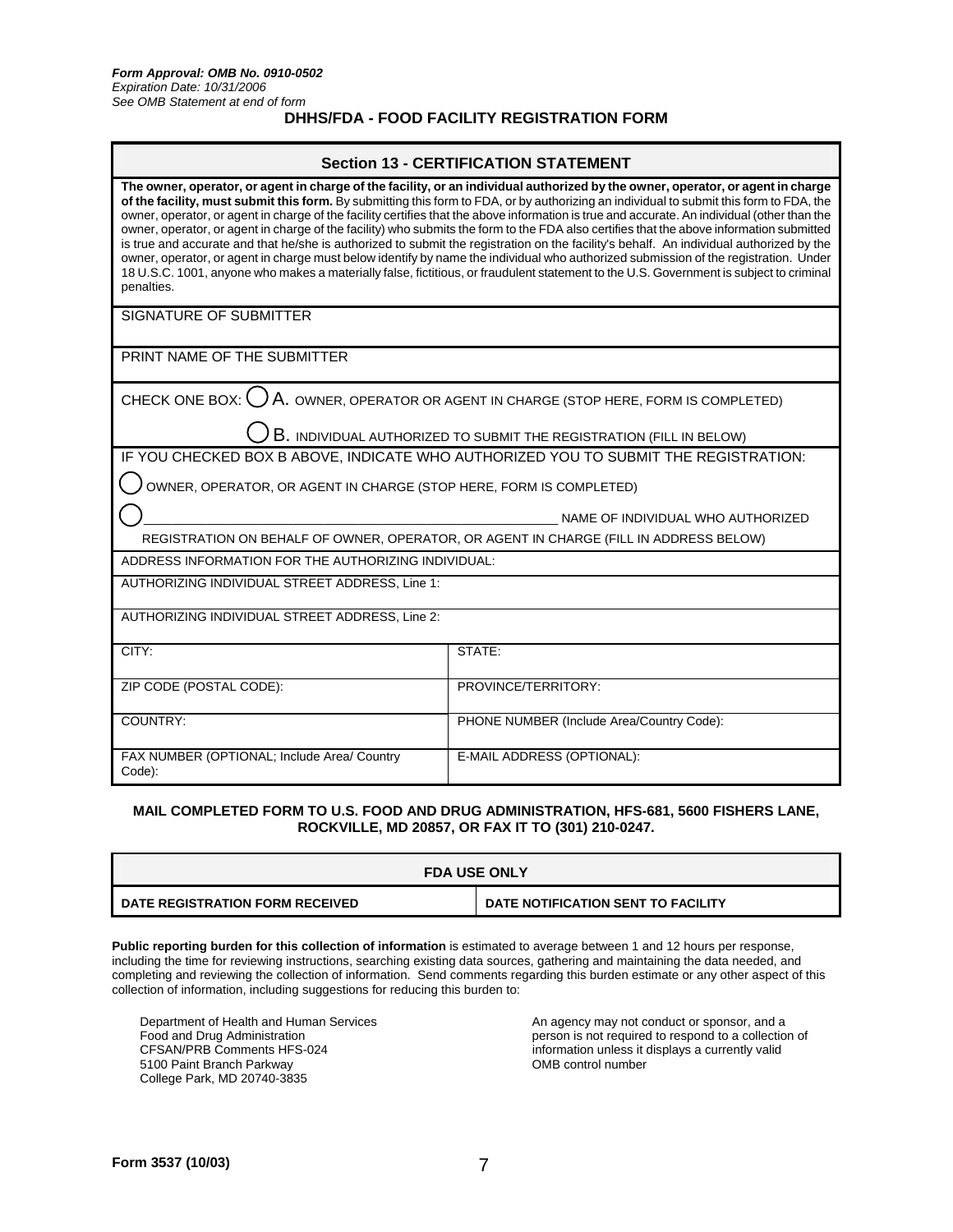*Form Approval: OMB No. 0910-0502*
*Expiration Date: 10/31/2006*
*See OMB Statement at end of form*

# DHHS/FDA - FOOD FACILITY REGISTRATION FORM

## Section 13 - CERTIFICATION STATEMENT

**The owner, operator, or agent in charge of the facility, or an individual authorized by the owner, operator, or agent in charge of the facility, must submit this form.** By submitting this form to FDA, or by authorizing an individual to submit this form to FDA, the owner, operator, or agent in charge of the facility certifies that the above information is true and accurate. An individual (other than the owner, operator, or agent in charge of the facility) who submits the form to the FDA also certifies that the above information submitted is true and accurate and that he/she is authorized to submit the registration on the facility's behalf. An individual authorized by the owner, operator, or agent in charge must below identify by name the individual who authorized submission of the registration. Under 18 U.S.C. 1001, anyone who makes a materially false, fictitious, or fraudulent statement to the U.S. Government is subject to criminal penalties.

SIGNATURE OF SUBMITTER

PRINT NAME OF THE SUBMITTER

CHECK ONE BOX: ◯ A. OWNER, OPERATOR OR AGENT IN CHARGE (STOP HERE, FORM IS COMPLETED)

◯ B. INDIVIDUAL AUTHORIZED TO SUBMIT THE REGISTRATION (FILL IN BELOW)

IF YOU CHECKED BOX B ABOVE, INDICATE WHO AUTHORIZED YOU TO SUBMIT THE REGISTRATION:

◯ OWNER, OPERATOR, OR AGENT IN CHARGE (STOP HERE, FORM IS COMPLETED)

◯ ________________________________ NAME OF INDIVIDUAL WHO AUTHORIZED REGISTRATION ON BEHALF OF OWNER, OPERATOR, OR AGENT IN CHARGE (FILL IN ADDRESS BELOW)

ADDRESS INFORMATION FOR THE AUTHORIZING INDIVIDUAL:

AUTHORIZING INDIVIDUAL STREET ADDRESS, Line 1:

AUTHORIZING INDIVIDUAL STREET ADDRESS, Line 2:

| | |
|---|---|
| CITY: | STATE: |
| ZIP CODE (POSTAL CODE): | PROVINCE/TERRITORY: |
| COUNTRY: | PHONE NUMBER (Include Area/Country Code): |
| FAX NUMBER (OPTIONAL; Include Area/ Country Code): | E-MAIL ADDRESS (OPTIONAL): |

**MAIL COMPLETED FORM TO U.S. FOOD AND DRUG ADMINISTRATION, HFS-681, 5600 FISHERS LANE, ROCKVILLE, MD 20857, OR FAX IT TO (301) 210-0247.**

| FDA USE ONLY | |
|---|---|
| **DATE REGISTRATION FORM RECEIVED** | **DATE NOTIFICATION SENT TO FACILITY** |

**Public reporting burden for this collection of information** is estimated to average between 1 and 12 hours per response, including the time for reviewing instructions, searching existing data sources, gathering and maintaining the data needed, and completing and reviewing the collection of information. Send comments regarding this burden estimate or any other aspect of this collection of information, including suggestions for reducing this burden to:

Department of Health and Human Services
Food and Drug Administration
CFSAN/PRB Comments HFS-024
5100 Paint Branch Parkway
College Park, MD 20740-3835

An agency may not conduct or sponsor, and a person is not required to respond to a collection of information unless it displays a currently valid OMB control number

**Form 3537 (10/03)**